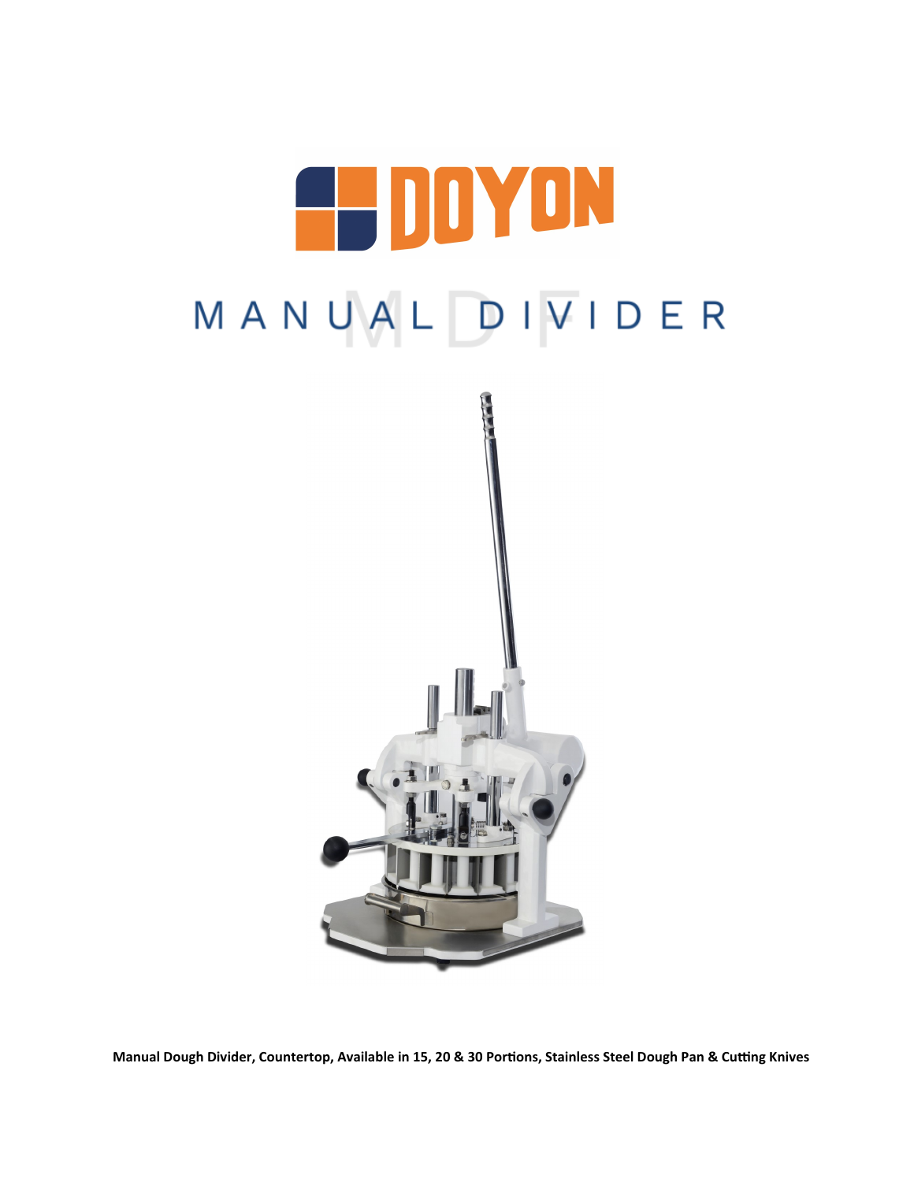DOYON

# MANUAL DIVIDER

**Manual Dough Divider, Countertop, Available in 15, 20 & 30 Portions, Stainless Steel Dough Pan & Cutting Knives**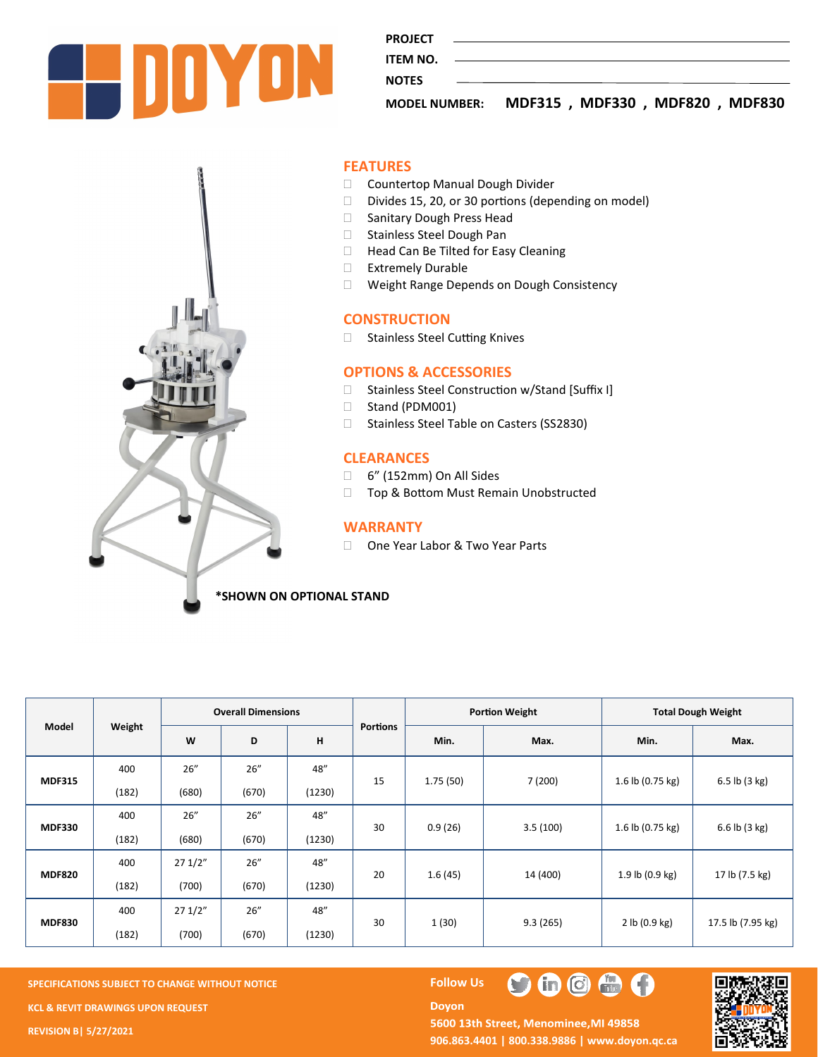PROJECT

ITEM NO.

NOTES

MODEL NUMBER: MDF315 , MDF330 , MDF820 , MDF830

## FEATURES

- Countertop Manual Dough Divider
- Divides 15, 20, or 30 portions (depending on model)
- Sanitary Dough Press Head
- Stainless Steel Dough Pan
- Head Can Be Tilted for Easy Cleaning
- Extremely Durable
- Weight Range Depends on Dough Consistency

## CONSTRUCTION

- Stainless Steel Cutting Knives

## OPTIONS & ACCESSORIES

- Stainless Steel Construction w/Stand [Suffix I]
- Stand (PDM001)
- Stainless Steel Table on Casters (SS2830)

## CLEARANCES

- 6" (152mm) On All Sides
- Top & Bottom Must Remain Unobstructed

## WARRANTY

- One Year Labor & Two Year Parts

*SHOWN ON OPTIONAL STAND

| Model | Weight | Overall Dimensions | | | Portions | Portion Weight | | Total Dough Weight | |
|---|---|---|---|---|---|---|---|---|---|
| | | W | D | H | | Min. | Max. | Min. | Max. |
| MDF315 | 400 (182) | 26" (680) | 26" (670) | 48" (1230) | 15 | 1.75 (50) | 7 (200) | 1.6 lb (0.75 kg) | 6.5 lb (3 kg) |
| MDF330 | 400 (182) | 26" (680) | 26" (670) | 48" (1230) | 30 | 0.9 (26) | 3.5 (100) | 1.6 lb (0.75 kg) | 6.6 lb (3 kg) |
| MDF820 | 400 (182) | 27 1/2" (700) | 26" (670) | 48" (1230) | 20 | 1.6 (45) | 14 (400) | 1.9 lb (0.9 kg) | 17 lb (7.5 kg) |
| MDF830 | 400 (182) | 27 1/2" (700) | 26" (670) | 48" (1230) | 30 | 1 (30) | 9.3 (265) | 2 lb (0.9 kg) | 17.5 lb (7.95 kg) |

SPECIFICATIONS SUBJECT TO CHANGE WITHOUT NOTICE

KCL & REVIT DRAWINGS UPON REQUEST

REVISION B| 5/27/2021

Follow Us

Doyon
5600 13th Street, Menominee,MI 49858
906.863.4401 | 800.338.9886 | www.doyon.qc.ca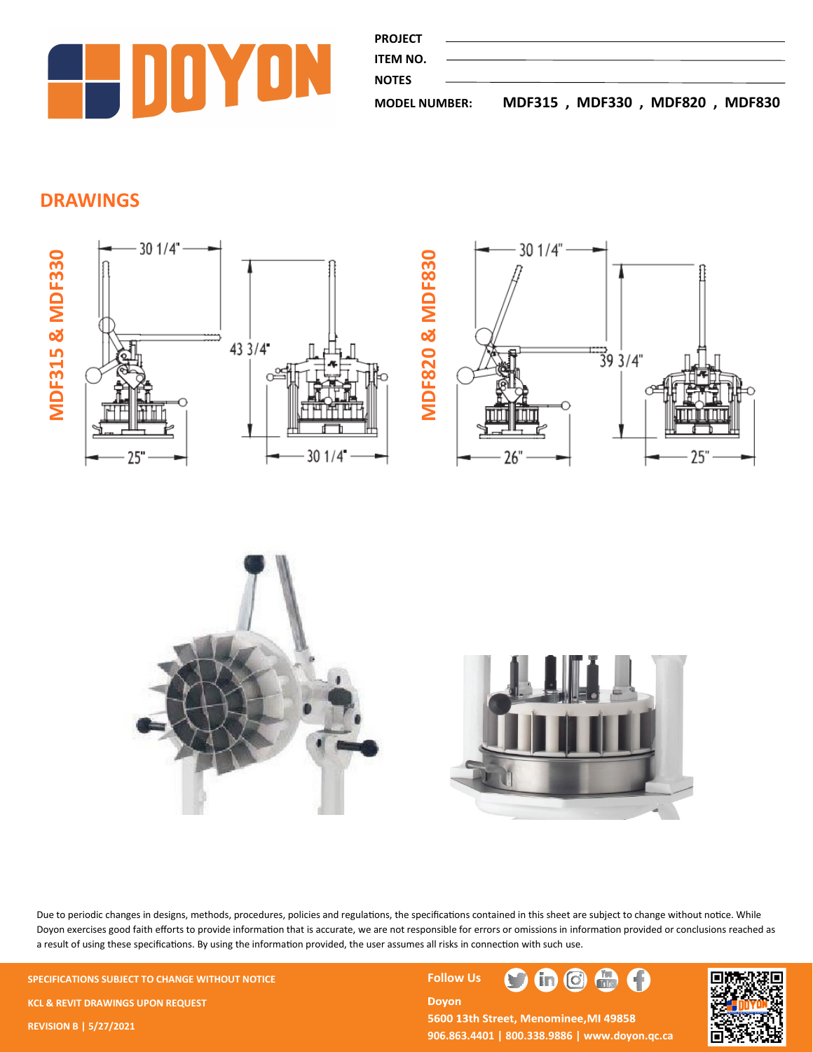| | |
|---|---|
| PROJECT | |
| ITEM NO. | |
| NOTES | |
| MODEL NUMBER: | MDF315 , MDF330 , MDF820 , MDF830 |

## DRAWINGS

MDF315 & MDF330

30 1/4"

43 3/4"

25"

30 1/4"

MDF820 & MDF830

30 1/4"

39 3/4"

26"

25"

Due to periodic changes in designs, methods, procedures, policies and regulations, the specifications contained in this sheet are subject to change without notice. While Doyon exercises good faith efforts to provide information that is accurate, we are not responsible for errors or omissions in information provided or conclusions reached as a result of using these specifications. By using the information provided, the user assumes all risks in connection with such use.

**SPECIFICATIONS SUBJECT TO CHANGE WITHOUT NOTICE**

**KCL & REVIT DRAWINGS UPON REQUEST**

**REVISION B | 5/27/2021**

**Follow Us**

**Doyon**
**5600 13th Street, Menominee,MI 49858**
**906.863.4401 | 800.338.9886 | www.doyon.qc.ca**